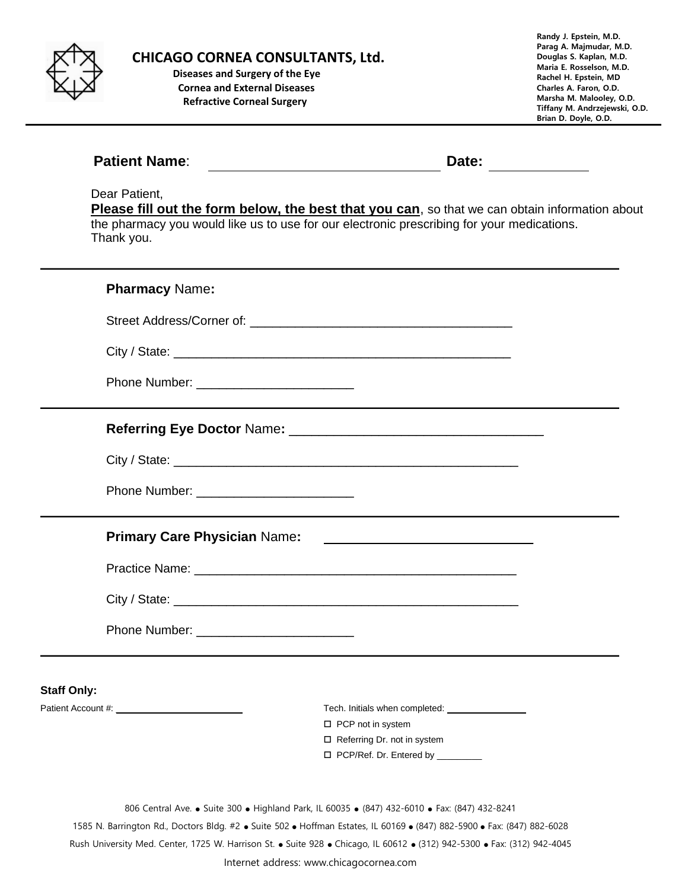# CHICAGO CORNEA CONSULTANTS, Ltd.

**Diseases and Surgery of the Eye**
**Cornea and External Diseases**
**Refractive Corneal Surgery**

**Randy J. Epstein, M.D.**
**Parag A. Majmudar, M.D.**
**Douglas S. Kaplan, M.D.**
**Maria E. Rosselson, M.D.**
**Rachel H. Epstein, MD**
**Charles A. Faron, O.D.**
**Marsha M. Malooley, O.D.**
**Tiffany M. Andrzejewski, O.D.**
**Brian D. Doyle, O.D.**

---

**Patient Name**: ______________________________ **Date:** ____________

Dear Patient,
**Please fill out the form below, the best that you can**, so that we can obtain information about the pharmacy you would like us to use for our electronic prescribing for your medications.
Thank you.

---

**Pharmacy** Name**:**

Street Address/Corner of: ______________________________________

City / State: _________________________________________________

Phone Number: ______________________

---

**Referring Eye Doctor** Name**:** ___________________________________

City / State: _________________________________________________

Phone Number: ______________________

---

**Primary Care Physician** Name**:** ______________________________

Practice Name: _______________________________________________

City / State: _________________________________________________

Phone Number: ______________________

---

**Staff Only:**

Patient Account #: ______________________

Tech. Initials when completed: ______________

- ☐ PCP not in system
- ☐ Referring Dr. not in system
- ☐ PCP/Ref. Dr. Entered by _________

806 Central Ave. • Suite 300 • Highland Park, IL 60035 • (847) 432-6010 • Fax: (847) 432-8241
1585 N. Barrington Rd., Doctors Bldg. #2 • Suite 502 • Hoffman Estates, IL 60169 • (847) 882-5900 • Fax: (847) 882-6028
Rush University Med. Center, 1725 W. Harrison St. • Suite 928 • Chicago, IL 60612 • (312) 942-5300 • Fax: (312) 942-4045
Internet address: www.chicagocornea.com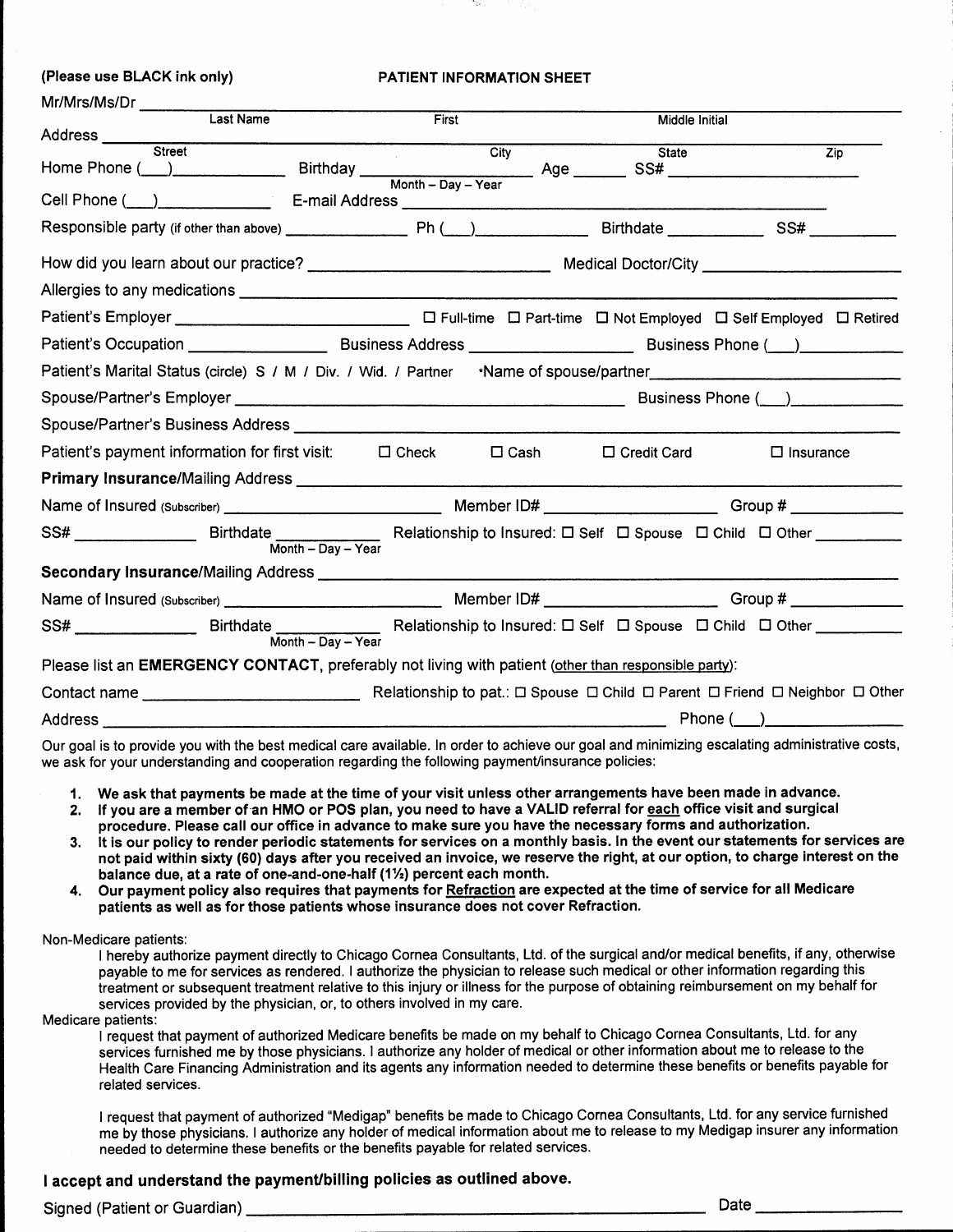(Please use BLACK ink only)

# PATIENT INFORMATION SHEET

Mr/Mrs/Ms/Dr ______________________________________________
Last Name First Middle Initial

Address ______________________________________________
Street City State Zip

Home Phone (___)____________ Birthday ____________________ Age ______ SS# ____________________
Month – Day – Year

Cell Phone (___)____________ E-mail Address ______________________________________________

Responsible party (if other than above) ____________ Ph (___)____________ Birthdate ____________ SS# ____________

How did you learn about our practice? ________________________ Medical Doctor/City ____________________

Allergies to any medications ______________________________________________

Patient's Employer ________________________ ☐ Full-time ☐ Part-time ☐ Not Employed ☐ Self Employed ☐ Retired

Patient's Occupation ______________ Business Address ________________ Business Phone (___)__________

Patient's Marital Status (circle) S / M / Div. / Wid. / Partner *Name of spouse/partner____________________

Spouse/Partner's Employer ______________________________________ Business Phone (___)__________

Spouse/Partner's Business Address ______________________________________________

Patient's payment information for first visit: ☐ Check ☐ Cash ☐ Credit Card ☐ Insurance

**Primary Insurance**/Mailing Address ______________________________________________

Name of Insured (Subscriber) ______________________ Member ID# ________________ Group # ____________

SS# ____________ Birthdate ____________ Relationship to Insured: ☐ Self ☐ Spouse ☐ Child ☐ Other __________
Month – Day – Year

**Secondary Insurance**/Mailing Address ______________________________________________

Name of Insured (Subscriber) ______________________ Member ID# ________________ Group # ____________

SS# ____________ Birthdate ____________ Relationship to Insured: ☐ Self ☐ Spouse ☐ Child ☐ Other __________
Month – Day – Year

Please list an **EMERGENCY CONTACT**, preferably not living with patient (other than responsible party):

Contact name ______________________ Relationship to pat.: ☐ Spouse ☐ Child ☐ Parent ☐ Friend ☐ Neighbor ☐ Other

Address ______________________________________________ Phone (___)______________

Our goal is to provide you with the best medical care available. In order to achieve our goal and minimizing escalating administrative costs, we ask for your understanding and cooperation regarding the following payment/insurance policies:

1. **We ask that payments be made at the time of your visit unless other arrangements have been made in advance.**
2. **If you are a member of an HMO or POS plan, you need to have a VALID referral for each office visit and surgical procedure. Please call our office in advance to make sure you have the necessary forms and authorization.**
3. **It is our policy to render periodic statements for services on a monthly basis. In the event our statements for services are not paid within sixty (60) days after you received an invoice, we reserve the right, at our option, to charge interest on the balance due, at a rate of one-and-one-half (1½) percent each month.**
4. **Our payment policy also requires that payments for Refraction are expected at the time of service for all Medicare patients as well as for those patients whose insurance does not cover Refraction.**

Non-Medicare patients:

I hereby authorize payment directly to Chicago Cornea Consultants, Ltd. of the surgical and/or medical benefits, if any, otherwise payable to me for services as rendered. I authorize the physician to release such medical or other information regarding this treatment or subsequent treatment relative to this injury or illness for the purpose of obtaining reimbursement on my behalf for services provided by the physician, or, to others involved in my care.

Medicare patients:

I request that payment of authorized Medicare benefits be made on my behalf to Chicago Cornea Consultants, Ltd. for any services furnished me by those physicians. I authorize any holder of medical or other information about me to release to the Health Care Financing Administration and its agents any information needed to determine these benefits or benefits payable for related services.

I request that payment of authorized "Medigap" benefits be made to Chicago Cornea Consultants, Ltd. for any service furnished me by those physicians. I authorize any holder of medical information about me to release to my Medigap insurer any information needed to determine these benefits or the benefits payable for related services.

**I accept and understand the payment/billing policies as outlined above.**

Signed (Patient or Guardian) ______________________________________ Date ______________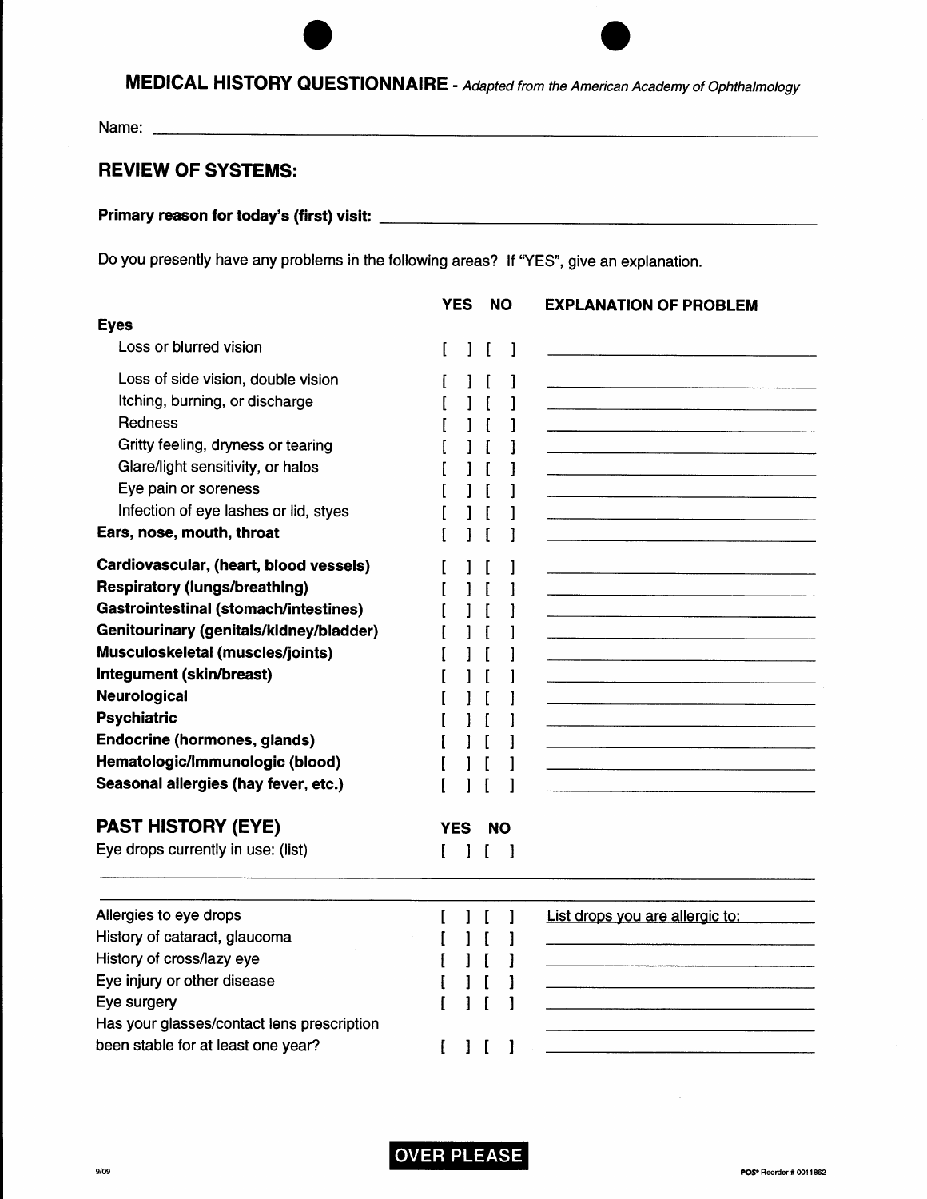## MEDICAL HISTORY QUESTIONNAIRE - *Adapted from the American Academy of Ophthalmology*

Name: ______________________________________________

### REVIEW OF SYSTEMS:

**Primary reason for today's (first) visit:** ______________________________

Do you presently have any problems in the following areas? If "YES", give an explanation.

| | YES | NO | EXPLANATION OF PROBLEM |
|---|---|---|---|
| **Eyes** | | | |
| Loss or blurred vision | [ ] | [ ] | ____________ |
| Loss of side vision, double vision | [ ] | [ ] | ____________ |
| Itching, burning, or discharge | [ ] | [ ] | ____________ |
| Redness | [ ] | [ ] | ____________ |
| Gritty feeling, dryness or tearing | [ ] | [ ] | ____________ |
| Glare/light sensitivity, or halos | [ ] | [ ] | ____________ |
| Eye pain or soreness | [ ] | [ ] | ____________ |
| Infection of eye lashes or lid, styes | [ ] | [ ] | ____________ |
| **Ears, nose, mouth, throat** | [ ] | [ ] | ____________ |
| **Cardiovascular, (heart, blood vessels)** | [ ] | [ ] | ____________ |
| **Respiratory (lungs/breathing)** | [ ] | [ ] | ____________ |
| **Gastrointestinal (stomach/intestines)** | [ ] | [ ] | ____________ |
| **Genitourinary (genitals/kidney/bladder)** | [ ] | [ ] | ____________ |
| **Musculoskeletal (muscles/joints)** | [ ] | [ ] | ____________ |
| **Integument (skin/breast)** | [ ] | [ ] | ____________ |
| **Neurological** | [ ] | [ ] | ____________ |
| **Psychiatric** | [ ] | [ ] | ____________ |
| **Endocrine (hormones, glands)** | [ ] | [ ] | ____________ |
| **Hematologic/Immunologic (blood)** | [ ] | [ ] | ____________ |
| **Seasonal allergies (hay fever, etc.)** | [ ] | [ ] | ____________ |

### PAST HISTORY (EYE)

| | YES | NO | |
|---|---|---|---|
| Eye drops currently in use: (list) | [ ] | [ ] | |

______________________________________________

______________________________________________

| | | | |
|---|---|---|---|
| Allergies to eye drops | [ ] | [ ] | List drops you are allergic to: ____________ |
| History of cataract, glaucoma | [ ] | [ ] | ____________ |
| History of cross/lazy eye | [ ] | [ ] | ____________ |
| Eye injury or other disease | [ ] | [ ] | ____________ |
| Eye surgery | [ ] | [ ] | ____________ |
| Has your glasses/contact lens prescription been stable for at least one year? | [ ] | [ ] | ____________ |

**OVER PLEASE**

9/09

POS® Reorder # 0011862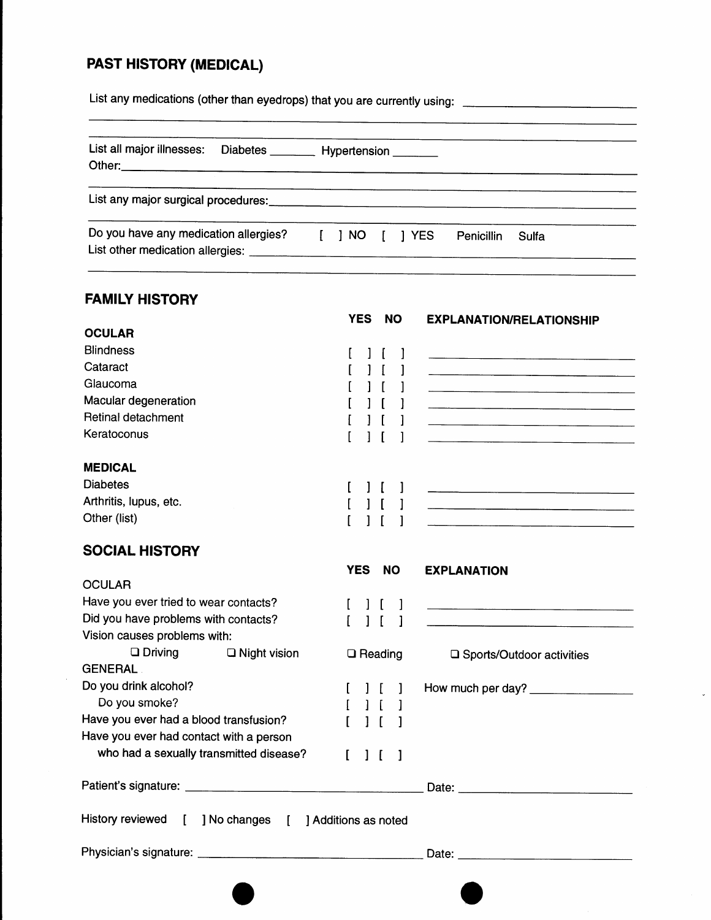## PAST HISTORY (MEDICAL)

List any medications (other than eyedrops) that you are currently using: ______________________

__________________________________________________________________________

__________________________________________________________________________

List all major illnesses: Diabetes _______ Hypertension _______
Other: ____________________________________________________________________

__________________________________________________________________________

List any major surgical procedures: ________________________________________________

__________________________________________________________________________

Do you have any medication allergies? [ ] NO [ ] YES Penicillin Sulfa
List other medication allergies: ____________________________________________________

__________________________________________________________________________

## FAMILY HISTORY

| | YES | NO | EXPLANATION/RELATIONSHIP |
|---|---|---|---|
| **OCULAR** | | | |
| Blindness | [ ] | [ ] | ______________________ |
| Cataract | [ ] | [ ] | ______________________ |
| Glaucoma | [ ] | [ ] | ______________________ |
| Macular degeneration | [ ] | [ ] | ______________________ |
| Retinal detachment | [ ] | [ ] | ______________________ |
| Keratoconus | [ ] | [ ] | ______________________ |
| **MEDICAL** | | | |
| Diabetes | [ ] | [ ] | ______________________ |
| Arthritis, lupus, etc. | [ ] | [ ] | ______________________ |
| Other (list) | [ ] | [ ] | ______________________ |

## SOCIAL HISTORY

| | YES | NO | EXPLANATION |
|---|---|---|---|
| OCULAR | | | |
| Have you ever tried to wear contacts? | [ ] | [ ] | ______________________ |
| Did you have problems with contacts? | [ ] | [ ] | ______________________ |

Vision causes problems with:

❑ Driving ❑ Night vision ❑ Reading ❑ Sports/Outdoor activities

| | YES | NO | |
|---|---|---|---|
| GENERAL | | | |
| Do you drink alcohol? | [ ] | [ ] | How much per day? ______________ |
| Do you smoke? | [ ] | [ ] | |
| Have you ever had a blood transfusion? | [ ] | [ ] | |
| Have you ever had contact with a person who had a sexually transmitted disease? | [ ] | [ ] | |

Patient's signature: ____________________________________ Date: ______________________

History reviewed [ ] No changes [ ] Additions as noted

Physician's signature: __________________________________ Date: ______________________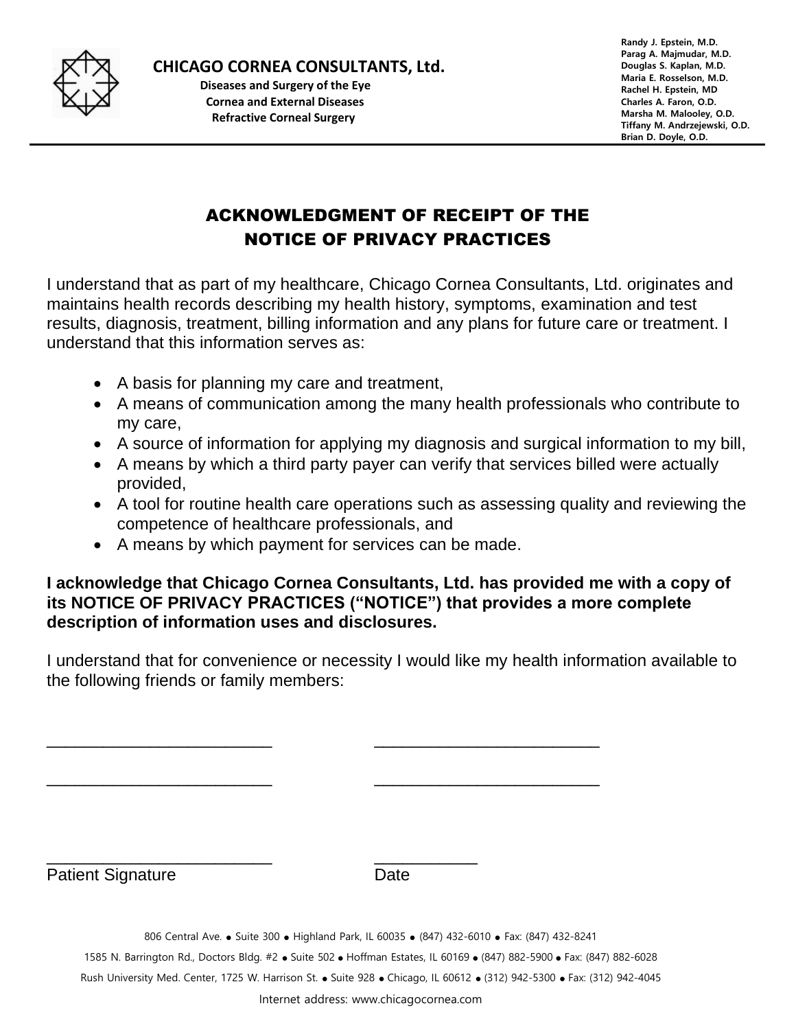**CHICAGO CORNEA CONSULTANTS, Ltd.**

**Diseases and Surgery of the Eye**
**Cornea and External Diseases**
**Refractive Corneal Surgery**

**Randy J. Epstein, M.D.**
**Parag A. Majmudar, M.D.**
**Douglas S. Kaplan, M.D.**
**Maria E. Rosselson, M.D.**
**Rachel H. Epstein, MD**
**Charles A. Faron, O.D.**
**Marsha M. Malooley, O.D.**
**Tiffany M. Andrzejewski, O.D.**
**Brian D. Doyle, O.D.**

# ACKNOWLEDGMENT OF RECEIPT OF THE NOTICE OF PRIVACY PRACTICES

I understand that as part of my healthcare, Chicago Cornea Consultants, Ltd. originates and maintains health records describing my health history, symptoms, examination and test results, diagnosis, treatment, billing information and any plans for future care or treatment. I understand that this information serves as:

- A basis for planning my care and treatment,
- A means of communication among the many health professionals who contribute to my care,
- A source of information for applying my diagnosis and surgical information to my bill,
- A means by which a third party payer can verify that services billed were actually provided,
- A tool for routine health care operations such as assessing quality and reviewing the competence of healthcare professionals, and
- A means by which payment for services can be made.

**I acknowledge that Chicago Cornea Consultants, Ltd. has provided me with a copy of its NOTICE OF PRIVACY PRACTICES ("NOTICE") that provides a more complete description of information uses and disclosures.**

I understand that for convenience or necessity I would like my health information available to the following friends or family members:

\_\_\_\_\_\_\_\_\_\_\_\_\_\_\_\_\_\_\_\_\_\_\_\_\_\_ \_\_\_\_\_\_\_\_\_\_\_\_\_\_\_\_\_\_\_\_\_\_\_\_\_\_

\_\_\_\_\_\_\_\_\_\_\_\_\_\_\_\_\_\_\_\_\_\_\_\_\_\_ \_\_\_\_\_\_\_\_\_\_\_\_\_\_\_\_\_\_\_\_\_\_\_\_\_\_

\_\_\_\_\_\_\_\_\_\_\_\_\_\_\_\_\_\_\_\_\_\_\_\_\_\_ \_\_\_\_\_\_\_\_\_\_\_\_
Patient Signature Date

806 Central Ave. • Suite 300 • Highland Park, IL 60035 • (847) 432-6010 • Fax: (847) 432-8241

1585 N. Barrington Rd., Doctors Bldg. #2 • Suite 502 • Hoffman Estates, IL 60169 • (847) 882-5900 • Fax: (847) 882-6028

Rush University Med. Center, 1725 W. Harrison St. • Suite 928 • Chicago, IL 60612 • (312) 942-5300 • Fax: (312) 942-4045

Internet address: www.chicagocornea.com